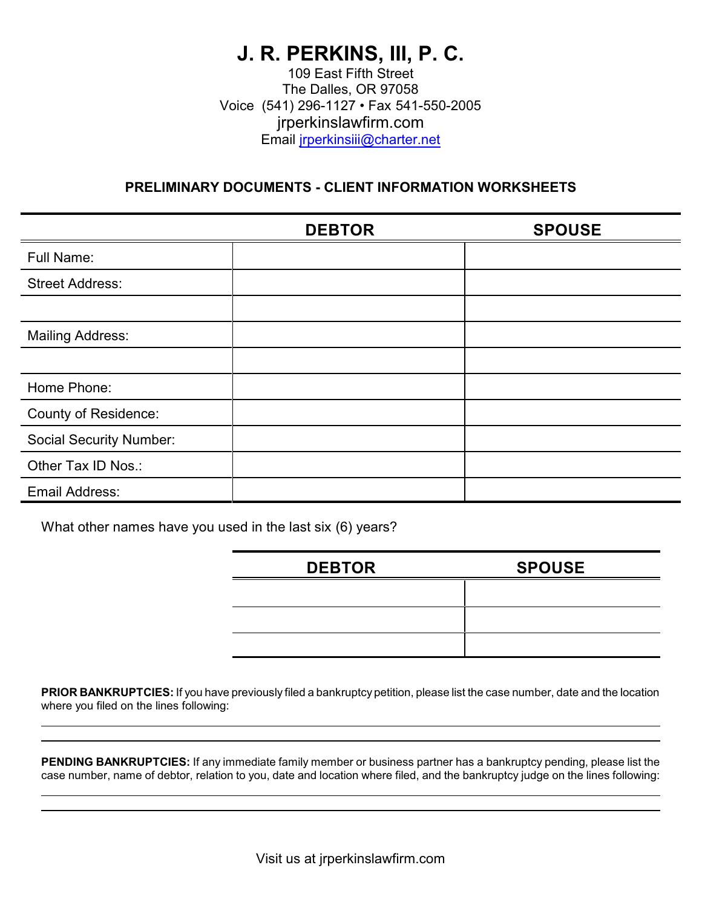# J. R. PERKINS, III, P. C.

109 East Fifth Street
The Dalles, OR 97058
Voice (541) 296-1127 • Fax 541-550-2005
jrperkinslawfirm.com
Email jrperkinsiii@charter.net

## PRELIMINARY DOCUMENTS - CLIENT INFORMATION WORKSHEETS

| | DEBTOR | SPOUSE |
|---|---|---|
| Full Name: | | |
| Street Address: | | |
| | | |
| Mailing Address: | | |
| | | |
| Home Phone: | | |
| County of Residence: | | |
| Social Security Number: | | |
| Other Tax ID Nos.: | | |
| Email Address: | | |

What other names have you used in the last six (6) years?

| DEBTOR | SPOUSE |
|---|---|
| | |
| | |
| | |

**PRIOR BANKRUPTCIES:** If you have previously filed a bankruptcy petition, please list the case number, date and the location where you filed on the lines following:

______________________________________________________________________

______________________________________________________________________

**PENDING BANKRUPTCIES:** If any immediate family member or business partner has a bankruptcy pending, please list the case number, name of debtor, relation to you, date and location where filed, and the bankruptcy judge on the lines following:

______________________________________________________________________

______________________________________________________________________

Visit us at jrperkinslawfirm.com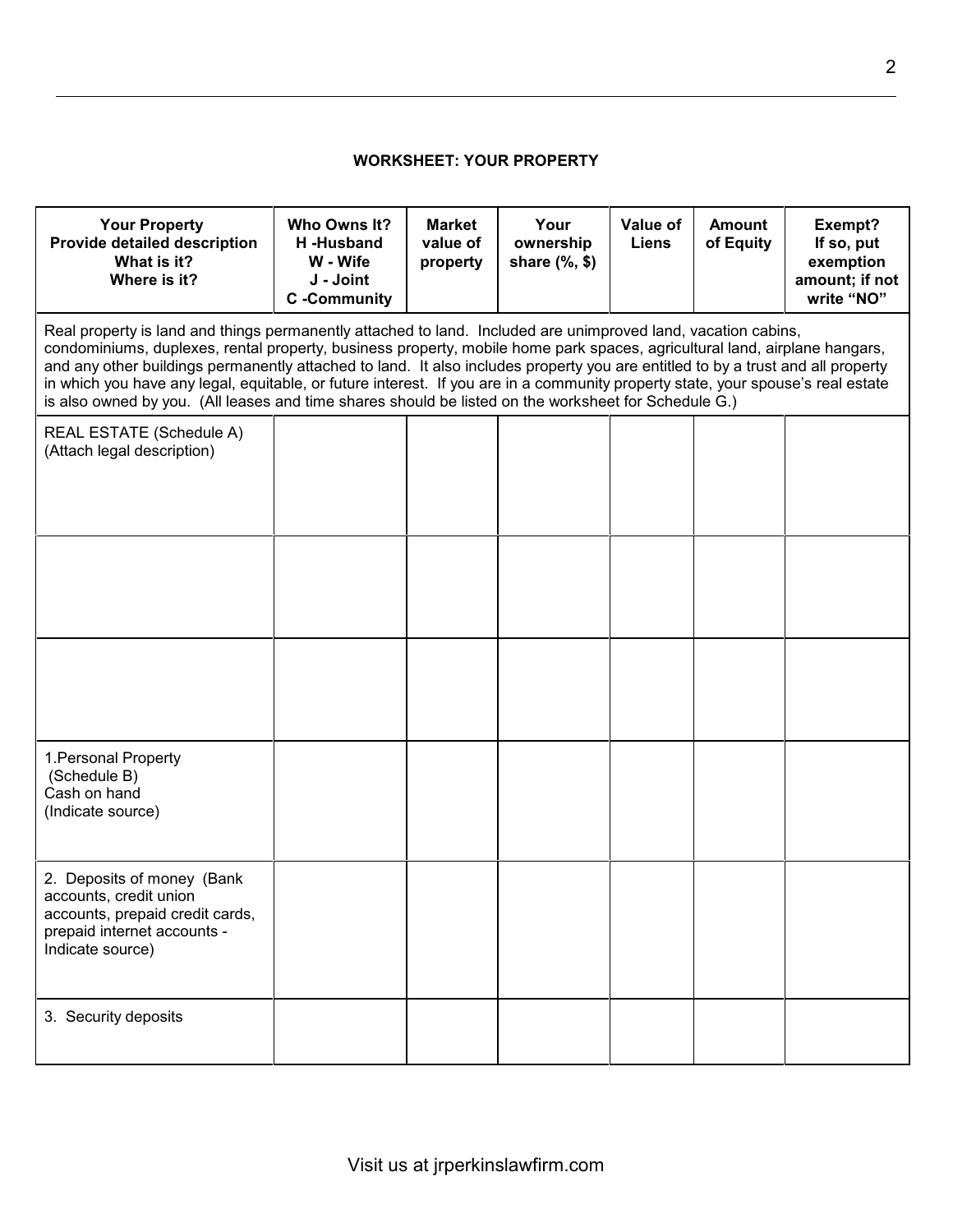**WORKSHEET: YOUR PROPERTY**

| Your Property Provide detailed description What is it? Where is it? | Who Owns It? H -Husband W - Wife J - Joint C -Community | Market value of property | Your ownership share (%, $) | Value of Liens | Amount of Equity | Exempt? If so, put exemption amount; if not write "NO" |
|---|---|---|---|---|---|---|
| Real property is land and things permanently attached to land. Included are unimproved land, vacation cabins, condominiums, duplexes, rental property, business property, mobile home park spaces, agricultural land, airplane hangars, and any other buildings permanently attached to land. It also includes property you are entitled to by a trust and all property in which you have any legal, equitable, or future interest. If you are in a community property state, your spouse's real estate is also owned by you. (All leases and time shares should be listed on the worksheet for Schedule G.) | | | | | | |
| REAL ESTATE (Schedule A) (Attach legal description) | | | | | | |
| | | | | | | |
| | | | | | | |
| 1.Personal Property (Schedule B) Cash on hand (Indicate source) | | | | | | |
| 2. Deposits of money (Bank accounts, credit union accounts, prepaid credit cards, prepaid internet accounts - Indicate source) | | | | | | |
| 3. Security deposits | | | | | | |

Visit us at jrperkinslawfirm.com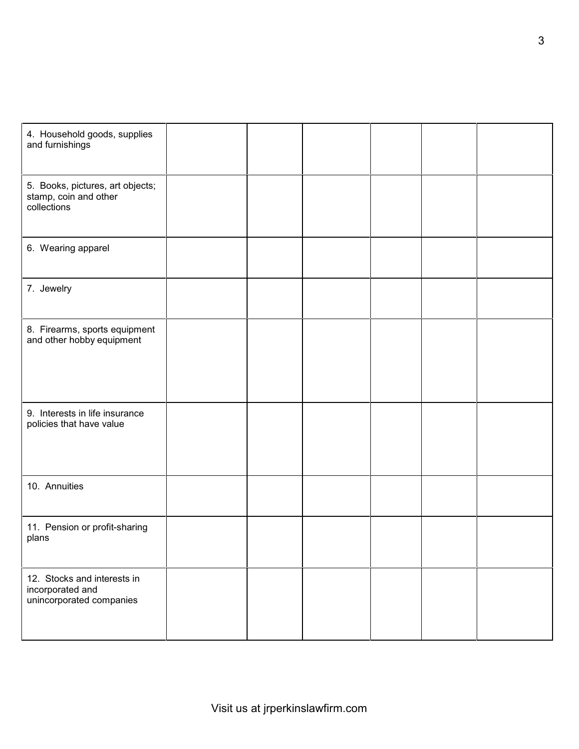| | | | | | | |
|---|---|---|---|---|---|---|
| 4. Household goods, supplies and furnishings | | | | | | |
| 5. Books, pictures, art objects; stamp, coin and other collections | | | | | | |
| 6. Wearing apparel | | | | | | |
| 7. Jewelry | | | | | | |
| 8. Firearms, sports equipment and other hobby equipment | | | | | | |
| 9. Interests in life insurance policies that have value | | | | | | |
| 10. Annuities | | | | | | |
| 11. Pension or profit-sharing plans | | | | | | |
| 12. Stocks and interests in incorporated and unincorporated companies | | | | | | |

Visit us at jrperkinslawfirm.com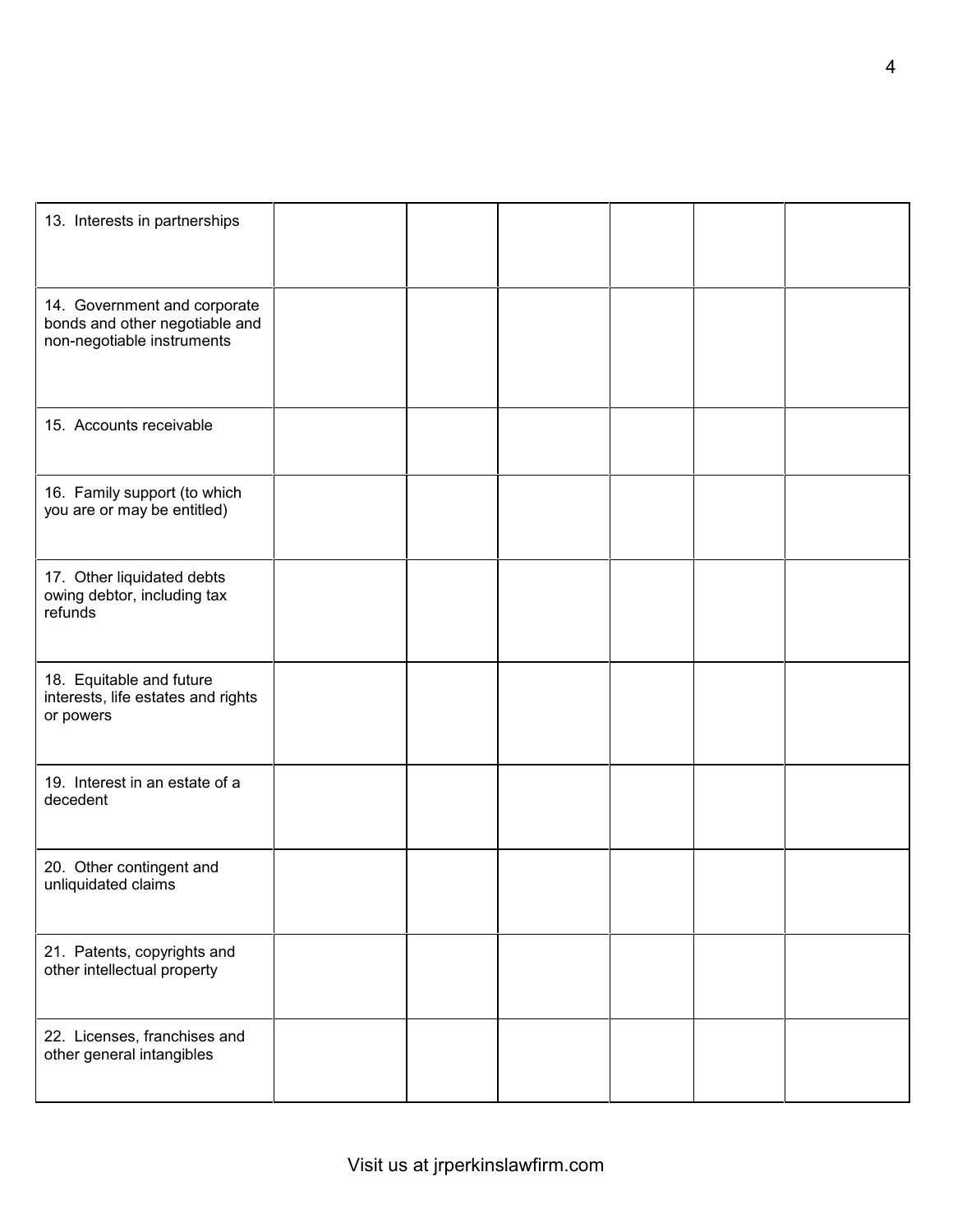| | | | | | | |
|---|---|---|---|---|---|---|
| 13. Interests in partnerships | | | | | | |
| 14. Government and corporate bonds and other negotiable and non-negotiable instruments | | | | | | |
| 15. Accounts receivable | | | | | | |
| 16. Family support (to which you are or may be entitled) | | | | | | |
| 17. Other liquidated debts owing debtor, including tax refunds | | | | | | |
| 18. Equitable and future interests, life estates and rights or powers | | | | | | |
| 19. Interest in an estate of a decedent | | | | | | |
| 20. Other contingent and unliquidated claims | | | | | | |
| 21. Patents, copyrights and other intellectual property | | | | | | |
| 22. Licenses, franchises and other general intangibles | | | | | | |

Visit us at jrperkinslawfirm.com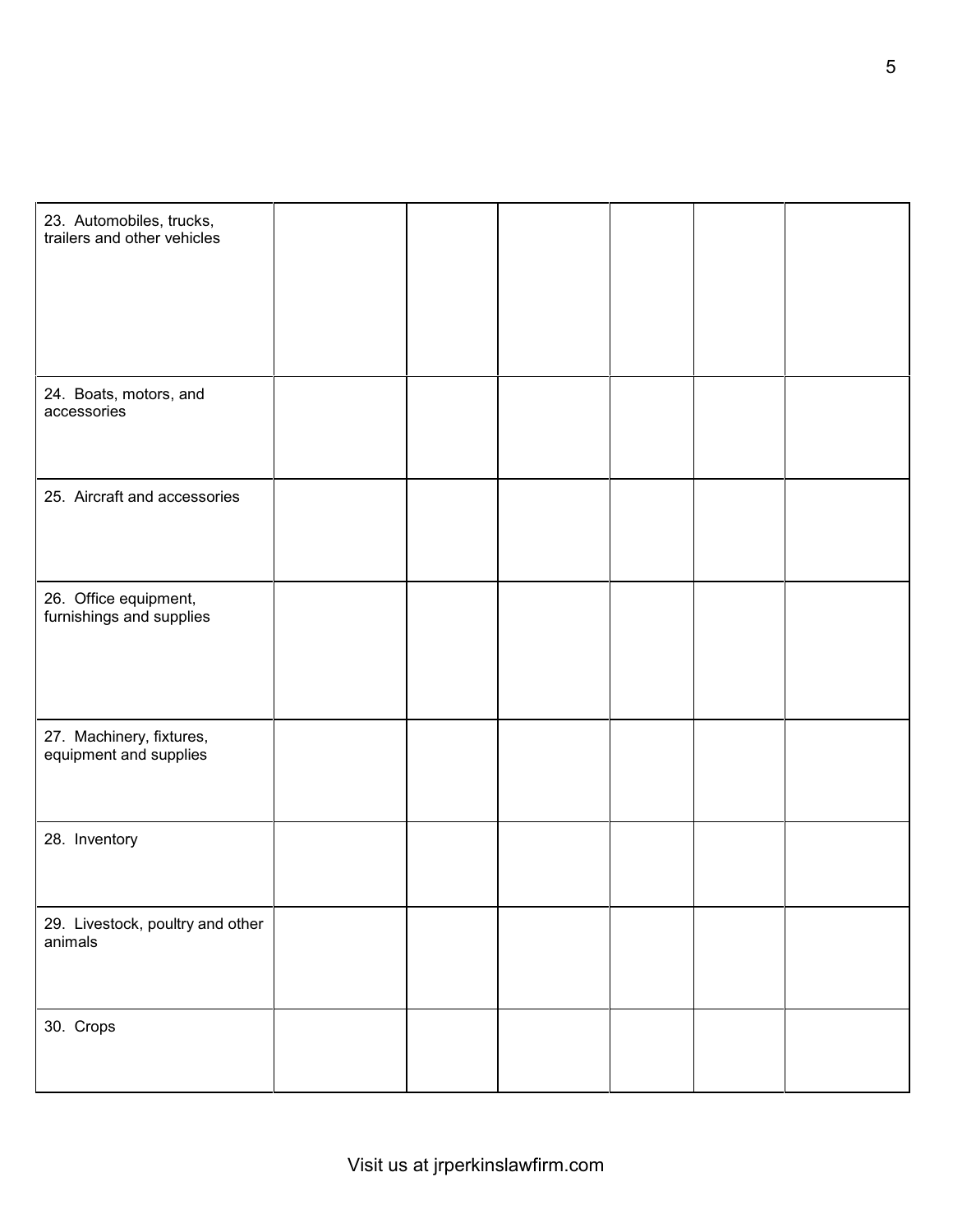| | | | | | | |
|---|---|---|---|---|---|---|
| 23. Automobiles, trucks, trailers and other vehicles | | | | | | |
| 24. Boats, motors, and accessories | | | | | | |
| 25. Aircraft and accessories | | | | | | |
| 26. Office equipment, furnishings and supplies | | | | | | |
| 27. Machinery, fixtures, equipment and supplies | | | | | | |
| 28. Inventory | | | | | | |
| 29. Livestock, poultry and other animals | | | | | | |
| 30. Crops | | | | | | |

Visit us at jrperkinslawfirm.com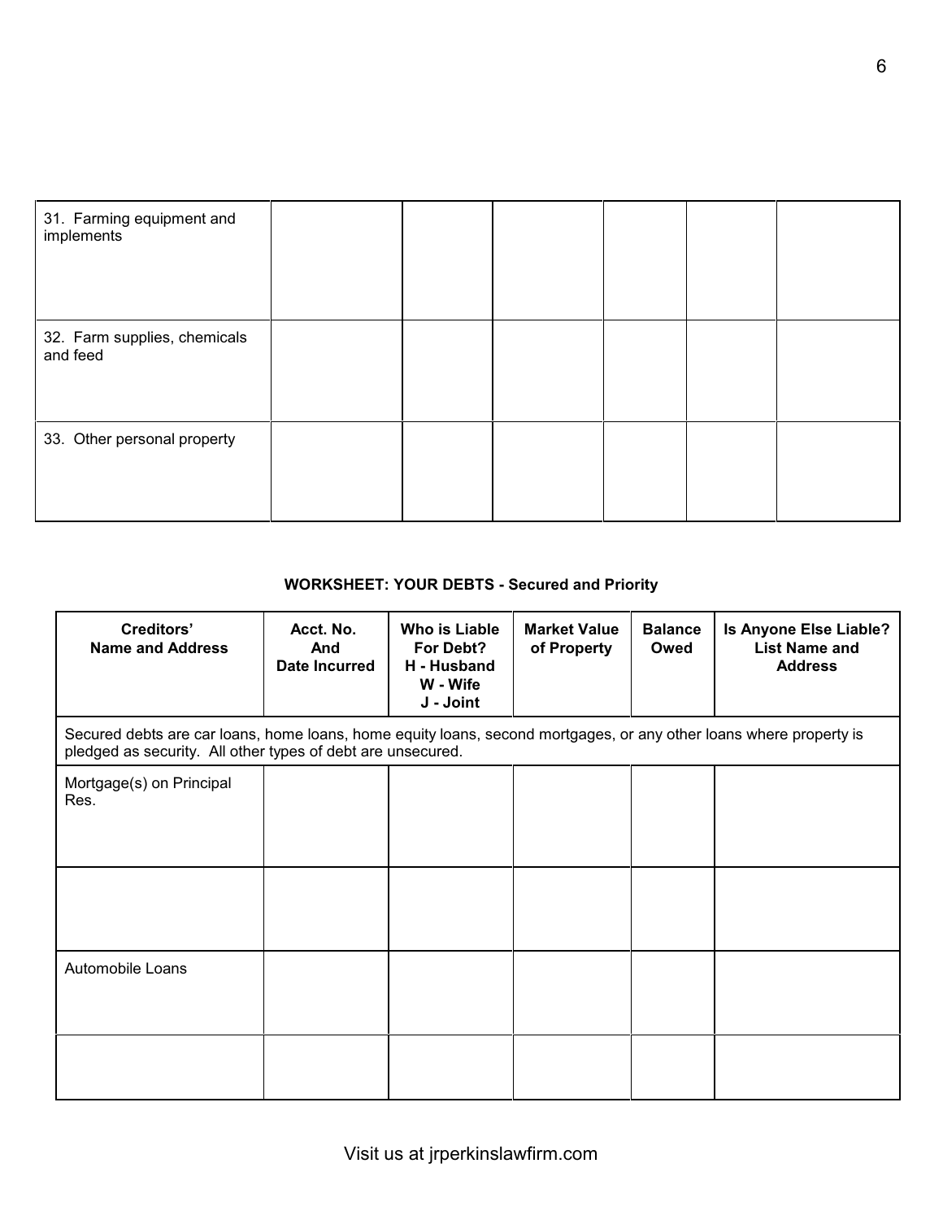| | | | | | | |
|---|---|---|---|---|---|---|
| 31. Farming equipment and implements | | | | | | |
| 32. Farm supplies, chemicals and feed | | | | | | |
| 33. Other personal property | | | | | | |

**WORKSHEET: YOUR DEBTS - Secured and Priority**

| Creditors' Name and Address | Acct. No. And Date Incurred | Who is Liable For Debt? H - Husband W - Wife J - Joint | Market Value of Property | Balance Owed | Is Anyone Else Liable? List Name and Address |
|---|---|---|---|---|---|
| Secured debts are car loans, home loans, home equity loans, second mortgages, or any other loans where property is pledged as security. All other types of debt are unsecured. | | | | | |
| Mortgage(s) on Principal Res. | | | | | |
| | | | | | |
| Automobile Loans | | | | | |
| | | | | | |

Visit us at jrperkinslawfirm.com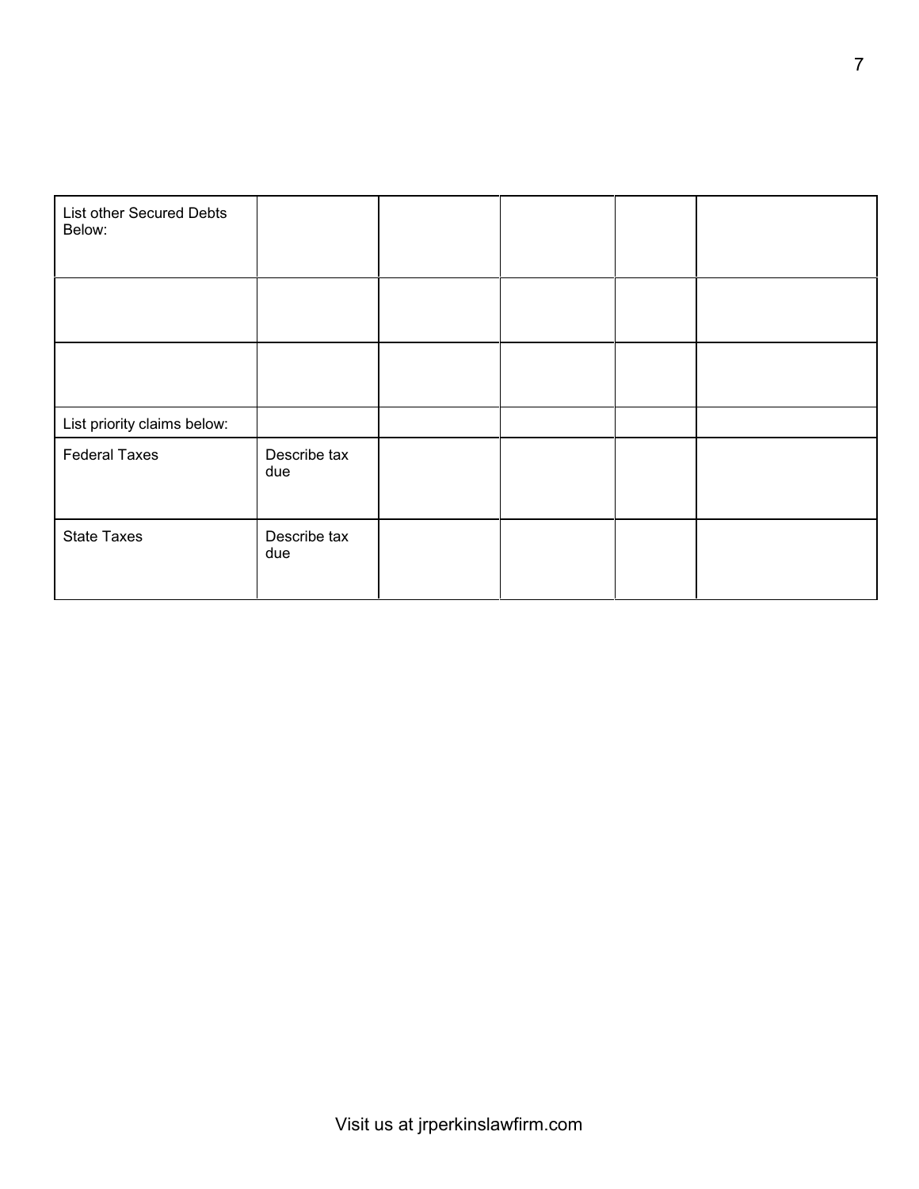| List other Secured Debts Below: | | | | | |
| --- | --- | --- | --- | --- | --- |
| | | | | | |
| | | | | | |
| List priority claims below: | | | | | |
| Federal Taxes | Describe tax due | | | | |
| State Taxes | Describe tax due | | | | |

Visit us at jrperkinslawfirm.com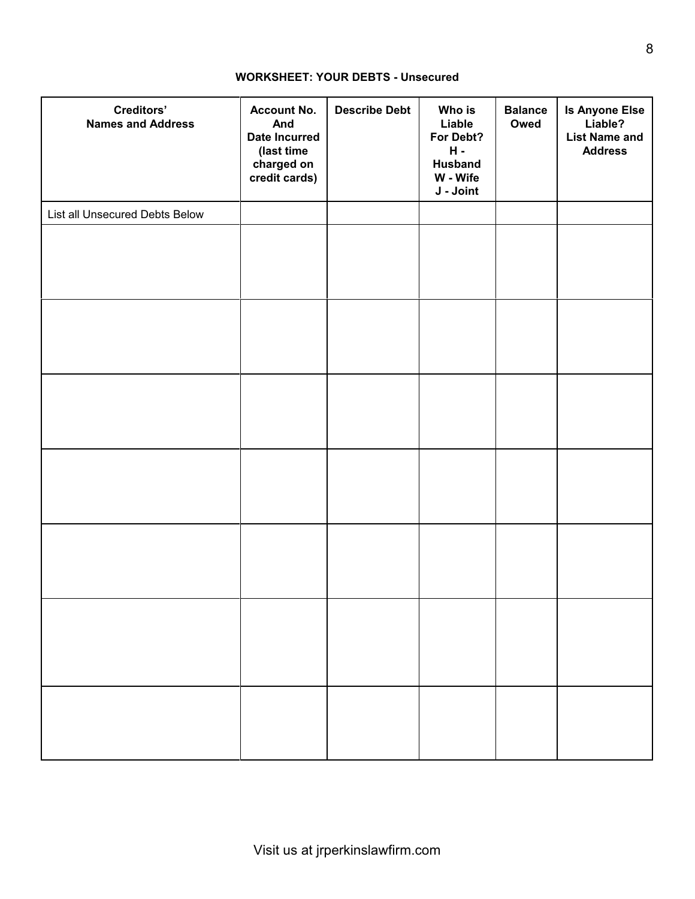**WORKSHEET: YOUR DEBTS - Unsecured**

| Creditors' Names and Address | Account No. And Date Incurred (last time charged on credit cards) | Describe Debt | Who is Liable For Debt? H - Husband W - Wife J - Joint | Balance Owed | Is Anyone Else Liable? List Name and Address |
|---|---|---|---|---|---|
| List all Unsecured Debts Below | | | | | |
| | | | | | |
| | | | | | |
| | | | | | |
| | | | | | |
| | | | | | |
| | | | | | |
| | | | | | |

Visit us at jrperkinslawfirm.com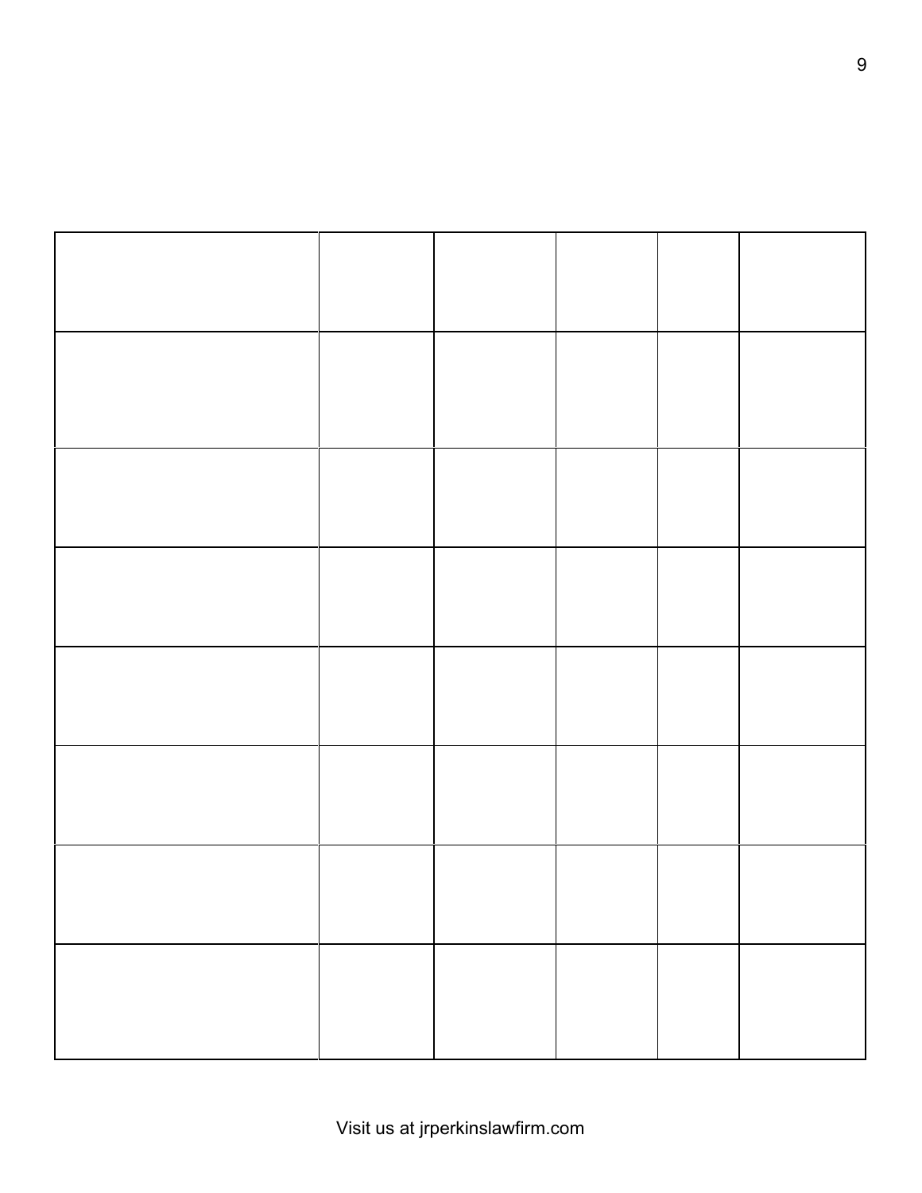| | | | | | |
|---|---|---|---|---|---|
| | | | | | |
| | | | | | |
| | | | | | |
| | | | | | |
| | | | | | |
| | | | | | |
| | | | | | |

Visit us at jrperkinslawfirm.com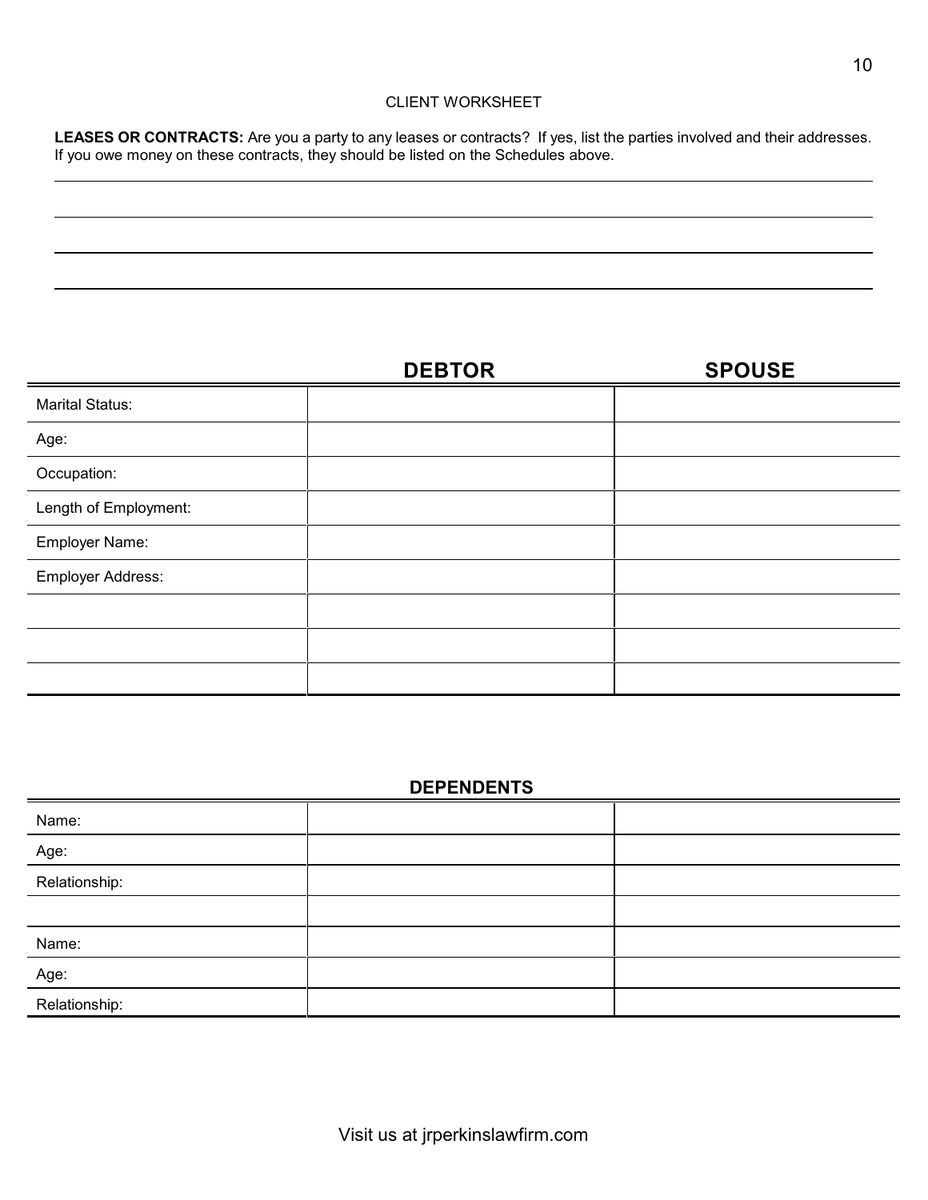CLIENT WORKSHEET

**LEASES OR CONTRACTS:** Are you a party to any leases or contracts? If yes, list the parties involved and their addresses. If you owe money on these contracts, they should be listed on the Schedules above.

______________________________________________________________________

______________________________________________________________________

______________________________________________________________________

______________________________________________________________________

| | **DEBTOR** | **SPOUSE** |
|---|---|---|
| Marital Status: | | |
| Age: | | |
| Occupation: | | |
| Length of Employment: | | |
| Employer Name: | | |
| Employer Address: | | |
| | | |
| | | |
| | | |

**DEPENDENTS**

| | | |
|---|---|---|
| Name: | | |
| Age: | | |
| Relationship: | | |
| | | |
| Name: | | |
| Age: | | |
| Relationship: | | |

Visit us at jrperkinslawfirm.com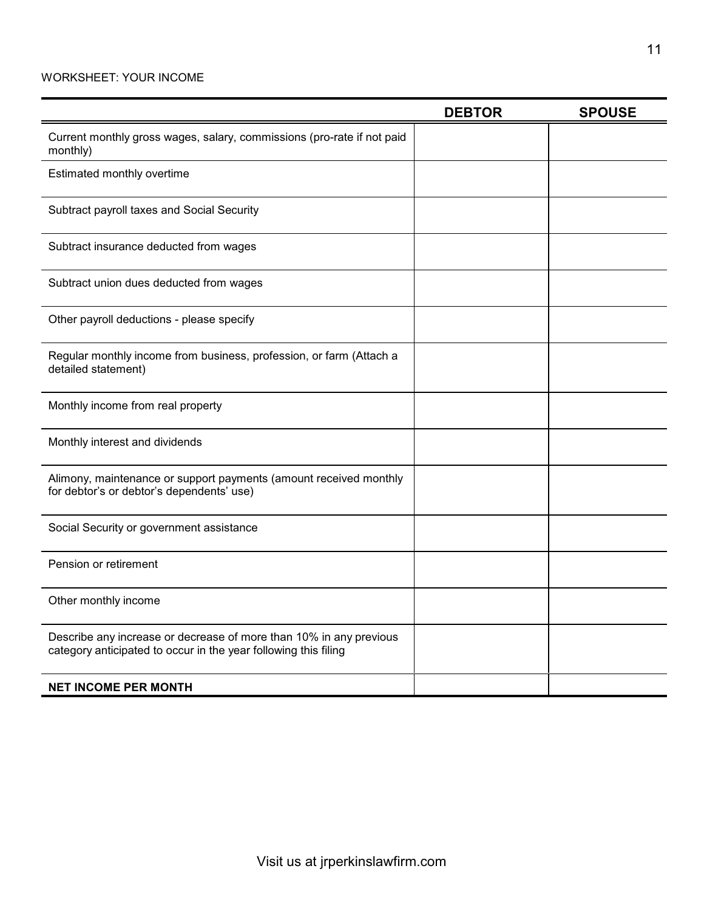WORKSHEET: YOUR INCOME

| | DEBTOR | SPOUSE |
|---|---|---|
| Current monthly gross wages, salary, commissions (pro-rate if not paid monthly) | | |
| Estimated monthly overtime | | |
| Subtract payroll taxes and Social Security | | |
| Subtract insurance deducted from wages | | |
| Subtract union dues deducted from wages | | |
| Other payroll deductions - please specify | | |
| Regular monthly income from business, profession, or farm (Attach a detailed statement) | | |
| Monthly income from real property | | |
| Monthly interest and dividends | | |
| Alimony, maintenance or support payments (amount received monthly for debtor's or debtor's dependents' use) | | |
| Social Security or government assistance | | |
| Pension or retirement | | |
| Other monthly income | | |
| Describe any increase or decrease of more than 10% in any previous category anticipated to occur in the year following this filing | | |
| **NET INCOME PER MONTH** | | |

Visit us at jrperkinslawfirm.com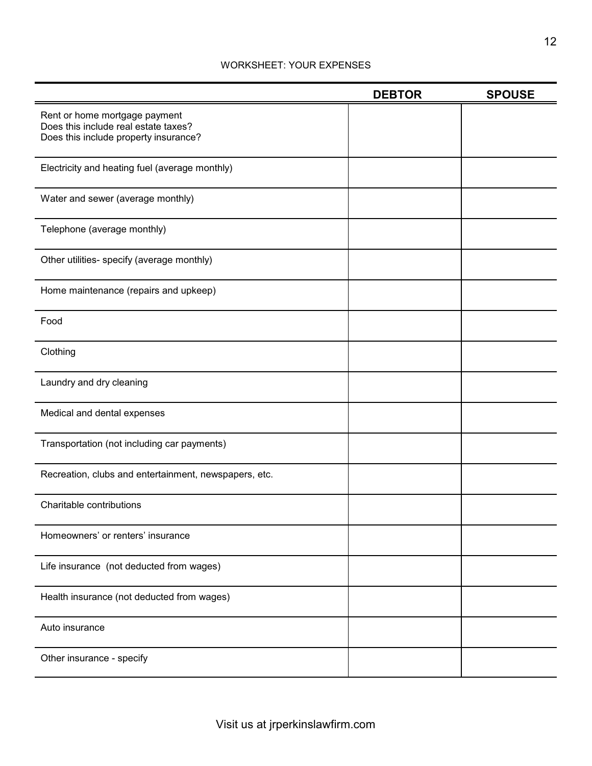## WORKSHEET: YOUR EXPENSES

| | DEBTOR | SPOUSE |
|---|---|---|
| Rent or home mortgage payment<br>Does this include real estate taxes?<br>Does this include property insurance? | | |
| Electricity and heating fuel (average monthly) | | |
| Water and sewer (average monthly) | | |
| Telephone (average monthly) | | |
| Other utilities- specify (average monthly) | | |
| Home maintenance (repairs and upkeep) | | |
| Food | | |
| Clothing | | |
| Laundry and dry cleaning | | |
| Medical and dental expenses | | |
| Transportation (not including car payments) | | |
| Recreation, clubs and entertainment, newspapers, etc. | | |
| Charitable contributions | | |
| Homeowners' or renters' insurance | | |
| Life insurance (not deducted from wages) | | |
| Health insurance (not deducted from wages) | | |
| Auto insurance | | |
| Other insurance - specify | | |

Visit us at jrperkinslawfirm.com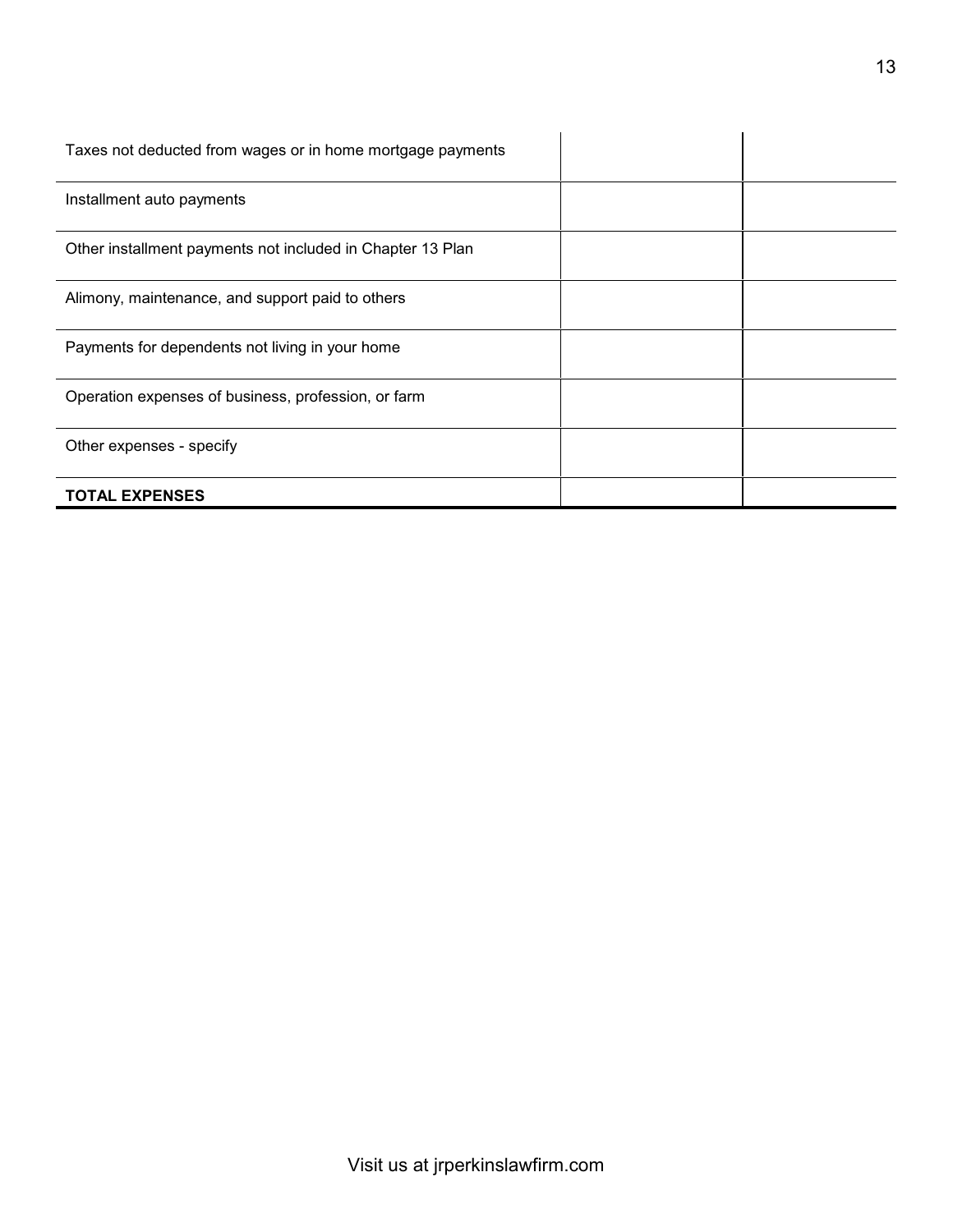| | | |
|---|---|---|
| Taxes not deducted from wages or in home mortgage payments | | |
| Installment auto payments | | |
| Other installment payments not included in Chapter 13 Plan | | |
| Alimony, maintenance, and support paid to others | | |
| Payments for dependents not living in your home | | |
| Operation expenses of business, profession, or farm | | |
| Other expenses - specify | | |
| **TOTAL EXPENSES** | | |

Visit us at jrperkinslawfirm.com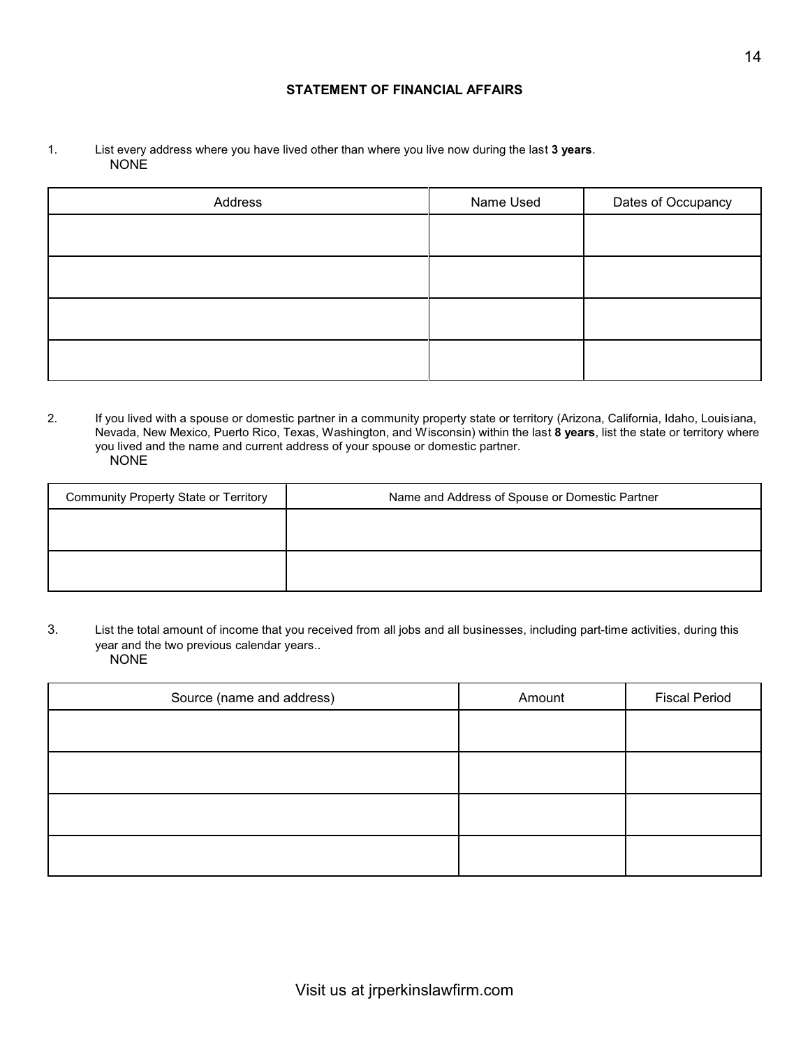**STATEMENT OF FINANCIAL AFFAIRS**

1. List every address where you have lived other than where you live now during the last **3 years**.
   NONE

| Address | Name Used | Dates of Occupancy |
|---|---|---|
| | | |
| | | |
| | | |
| | | |

2. If you lived with a spouse or domestic partner in a community property state or territory (Arizona, California, Idaho, Louisiana, Nevada, New Mexico, Puerto Rico, Texas, Washington, and Wisconsin) within the last **8 years**, list the state or territory where you lived and the name and current address of your spouse or domestic partner.
   NONE

| Community Property State or Territory | Name and Address of Spouse or Domestic Partner |
|---|---|
| | |
| | |

3. List the total amount of income that you received from all jobs and all businesses, including part-time activities, during this year and the two previous calendar years..
   NONE

| Source (name and address) | Amount | Fiscal Period |
|---|---|---|
| | | |
| | | |
| | | |
| | | |

Visit us at jrperkinslawfirm.com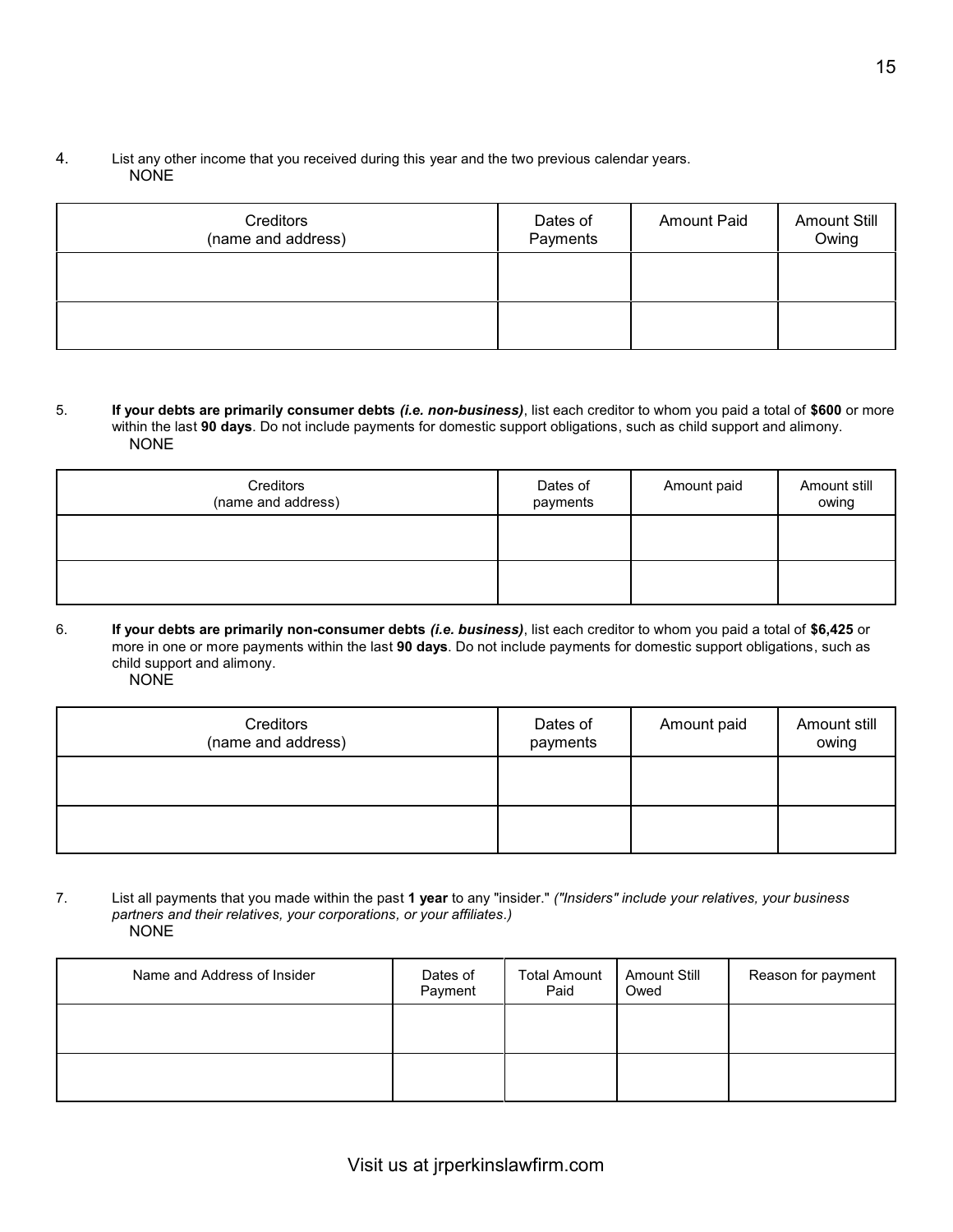4. List any other income that you received during this year and the two previous calendar years.
   NONE

| Creditors (name and address) | Dates of Payments | Amount Paid | Amount Still Owing |
| --- | --- | --- | --- |
| | | | |
| | | | |

5. **If your debts are primarily consumer debts** ***(i.e. non-business)***, list each creditor to whom you paid a total of **$600** or more within the last **90 days**. Do not include payments for domestic support obligations, such as child support and alimony.
   NONE

| Creditors (name and address) | Dates of payments | Amount paid | Amount still owing |
| --- | --- | --- | --- |
| | | | |
| | | | |

6. **If your debts are primarily non-consumer debts** ***(i.e. business)***, list each creditor to whom you paid a total of **$6,425** or more in one or more payments within the last **90 days**. Do not include payments for domestic support obligations, such as child support and alimony.
   NONE

| Creditors (name and address) | Dates of payments | Amount paid | Amount still owing |
| --- | --- | --- | --- |
| | | | |
| | | | |

7. List all payments that you made within the past **1 year** to any "insider." *("Insiders" include your relatives, your business partners and their relatives, your corporations, or your affiliates.)*
   NONE

| Name and Address of Insider | Dates of Payment | Total Amount Paid | Amount Still Owed | Reason for payment |
| --- | --- | --- | --- | --- |
| | | | | |
| | | | | |

Visit us at jrperkinslawfirm.com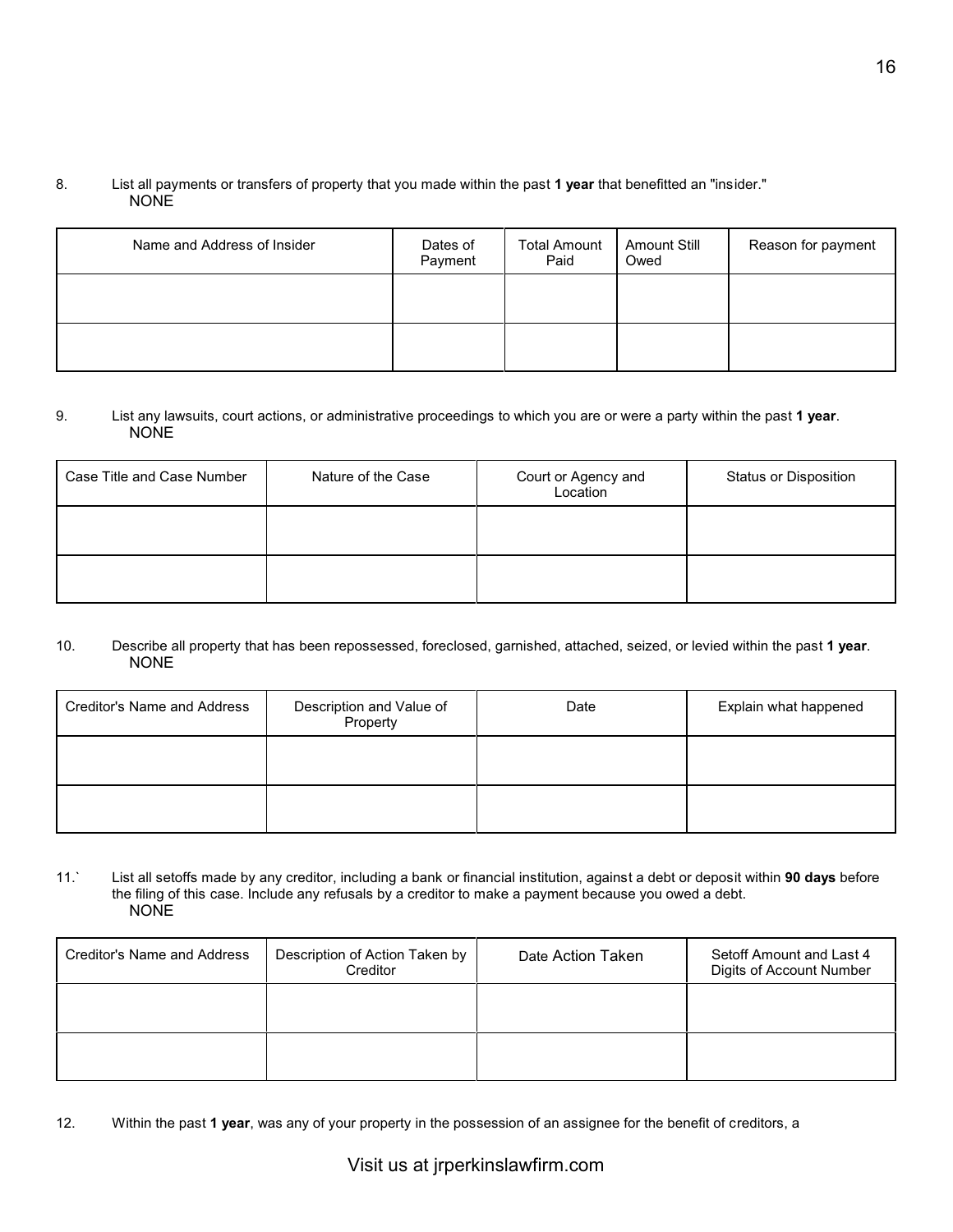8. List all payments or transfers of property that you made within the past **1 year** that benefitted an "insider."
NONE

| Name and Address of Insider | Dates of Payment | Total Amount Paid | Amount Still Owed | Reason for payment |
|---|---|---|---|---|
| | | | | |
| | | | | |

9. List any lawsuits, court actions, or administrative proceedings to which you are or were a party within the past **1 year**.
NONE

| Case Title and Case Number | Nature of the Case | Court or Agency and Location | Status or Disposition |
|---|---|---|---|
| | | | |
| | | | |

10. Describe all property that has been repossessed, foreclosed, garnished, attached, seized, or levied within the past **1 year**.
NONE

| Creditor's Name and Address | Description and Value of Property | Date | Explain what happened |
|---|---|---|---|
| | | | |
| | | | |

11.` List all setoffs made by any creditor, including a bank or financial institution, against a debt or deposit within **90 days** before the filing of this case. Include any refusals by a creditor to make a payment because you owed a debt.
NONE

| Creditor's Name and Address | Description of Action Taken by Creditor | Date Action Taken | Setoff Amount and Last 4 Digits of Account Number |
|---|---|---|---|
| | | | |
| | | | |

12. Within the past **1 year**, was any of your property in the possession of an assignee for the benefit of creditors, a

Visit us at jrperkinslawfirm.com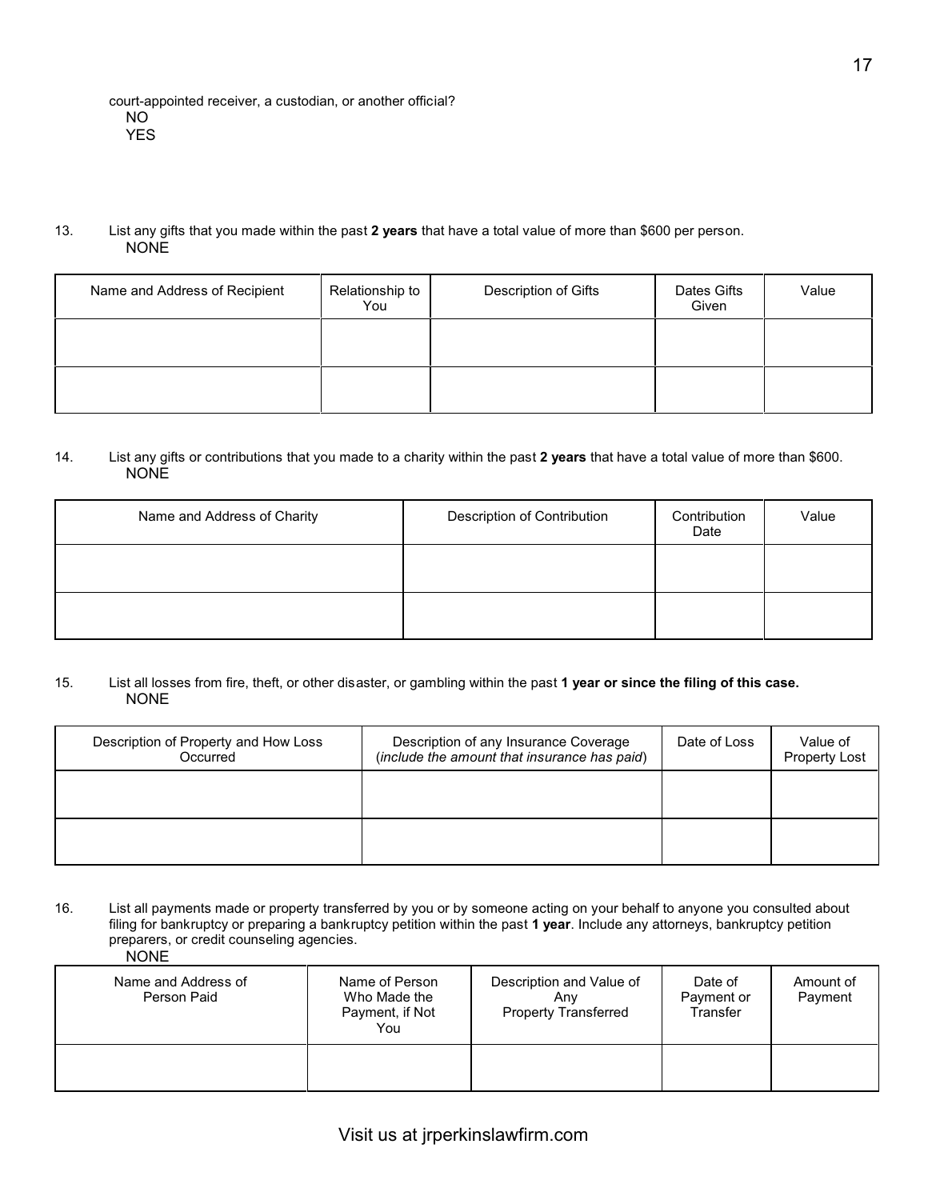court-appointed receiver, a custodian, or another official?
NO
YES

13. List any gifts that you made within the past **2 years** that have a total value of more than $600 per person.
NONE

| Name and Address of Recipient | Relationship to You | Description of Gifts | Dates Gifts Given | Value |
| --- | --- | --- | --- | --- |
| | | | | |
| | | | | |

14. List any gifts or contributions that you made to a charity within the past **2 years** that have a total value of more than $600.
NONE

| Name and Address of Charity | Description of Contribution | Contribution Date | Value |
| --- | --- | --- | --- |
| | | | |
| | | | |

15. List all losses from fire, theft, or other disaster, or gambling within the past **1 year or since the filing of this case.**
NONE

| Description of Property and How Loss Occurred | Description of any Insurance Coverage (*include the amount that insurance has paid*) | Date of Loss | Value of Property Lost |
| --- | --- | --- | --- |
| | | | |
| | | | |

16. List all payments made or property transferred by you or by someone acting on your behalf to anyone you consulted about filing for bankruptcy or preparing a bankruptcy petition within the past **1 year**. Include any attorneys, bankruptcy petition preparers, or credit counseling agencies.
NONE

| Name and Address of Person Paid | Name of Person Who Made the Payment, if Not You | Description and Value of Any Property Transferred | Date of Payment or Transfer | Amount of Payment |
| --- | --- | --- | --- | --- |
| | | | | |

Visit us at jrperkinslawfirm.com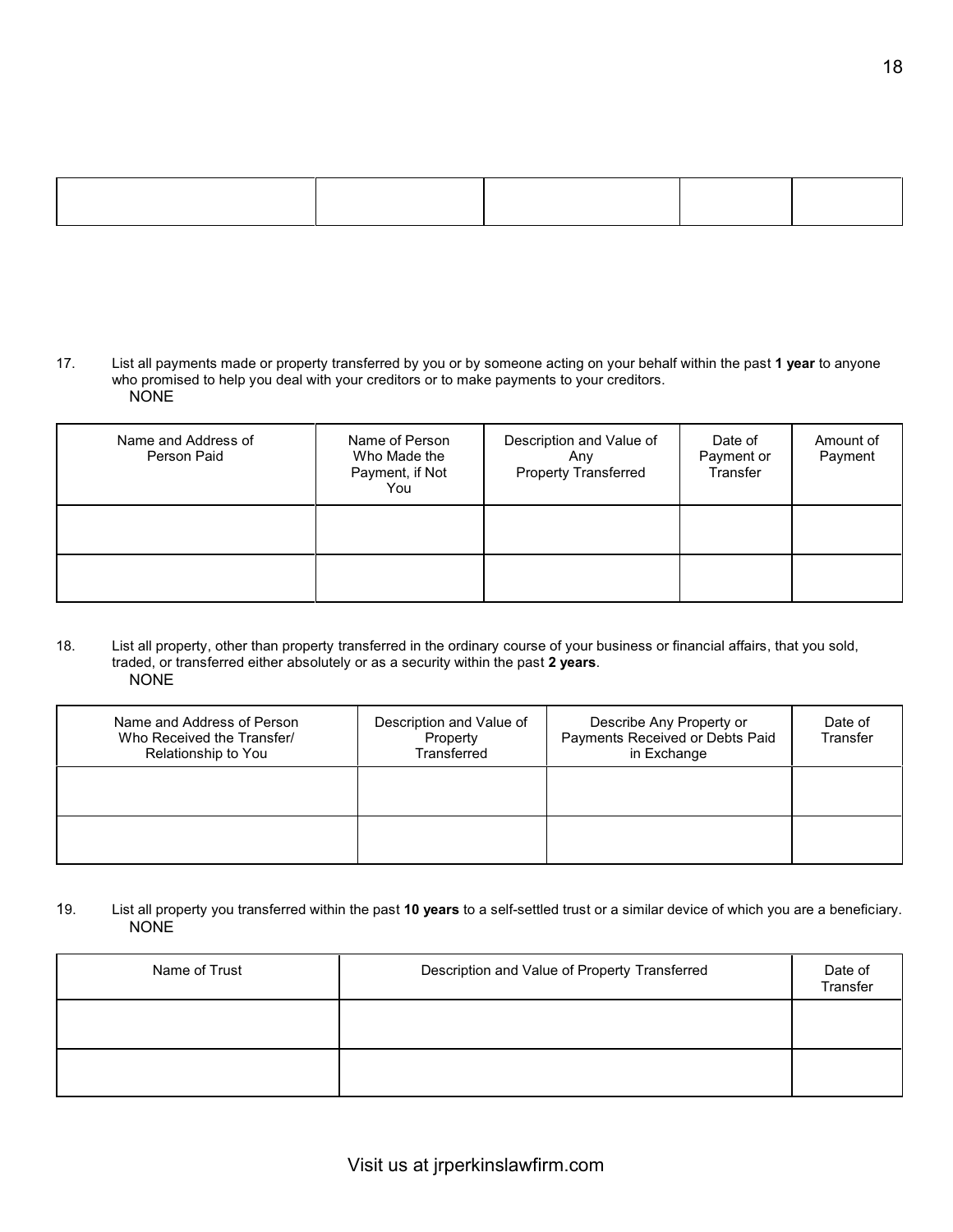| | | | | |
|---|---|---|---|---|
| | | | | |

17. List all payments made or property transferred by you or by someone acting on your behalf within the past **1 year** to anyone who promised to help you deal with your creditors or to make payments to your creditors.
    NONE

| Name and Address of Person Paid | Name of Person Who Made the Payment, if Not You | Description and Value of Any Property Transferred | Date of Payment or Transfer | Amount of Payment |
|---|---|---|---|---|
| | | | | |
| | | | | |

18. List all property, other than property transferred in the ordinary course of your business or financial affairs, that you sold, traded, or transferred either absolutely or as a security within the past **2 years**.
    NONE

| Name and Address of Person Who Received the Transfer/ Relationship to You | Description and Value of Property Transferred | Describe Any Property or Payments Received or Debts Paid in Exchange | Date of Transfer |
|---|---|---|---|
| | | | |
| | | | |

19. List all property you transferred within the past **10 years** to a self-settled trust or a similar device of which you are a beneficiary.
    NONE

| Name of Trust | Description and Value of Property Transferred | Date of Transfer |
|---|---|---|
| | | |
| | | |

Visit us at jrperkinslawfirm.com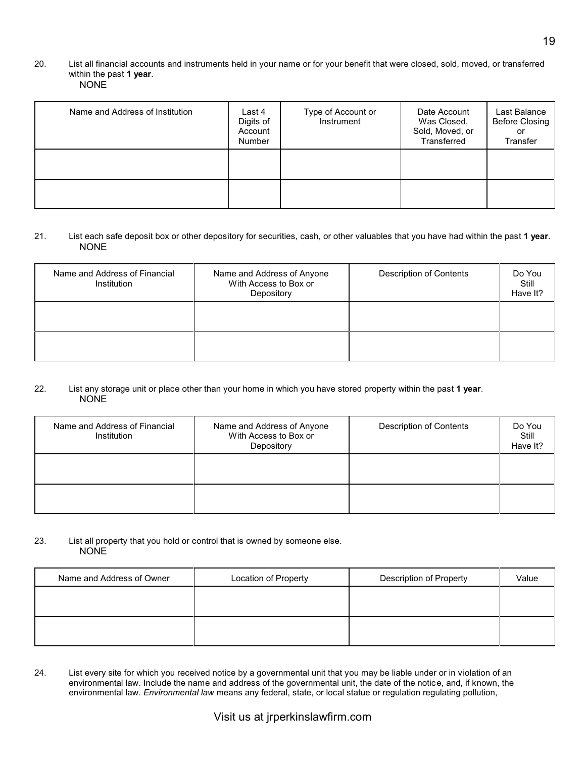20. List all financial accounts and instruments held in your name or for your benefit that were closed, sold, moved, or transferred within the past **1 year**.
 NONE

| Name and Address of Institution | Last 4 Digits of Account Number | Type of Account or Instrument | Date Account Was Closed, Sold, Moved, or Transferred | Last Balance Before Closing or Transfer |
|---|---|---|---|---|
| | | | | |
| | | | | |

21. List each safe deposit box or other depository for securities, cash, or other valuables that you have had within the past **1 year**.
 NONE

| Name and Address of Financial Institution | Name and Address of Anyone With Access to Box or Depository | Description of Contents | Do You Still Have It? |
|---|---|---|---|
| | | | |
| | | | |

22. List any storage unit or place other than your home in which you have stored property within the past **1 year**.
 NONE

| Name and Address of Financial Institution | Name and Address of Anyone With Access to Box or Depository | Description of Contents | Do You Still Have It? |
|---|---|---|---|
| | | | |
| | | | |

23. List all property that you hold or control that is owned by someone else.
 NONE

| Name and Address of Owner | Location of Property | Description of Property | Value |
|---|---|---|---|
| | | | |
| | | | |

24. List every site for which you received notice by a governmental unit that you may be liable under or in violation of an environmental law. Include the name and address of the governmental unit, the date of the notice, and, if known, the environmental law. *Environmental law* means any federal, state, or local statue or regulation regulating pollution,

Visit us at jrperkinslawfirm.com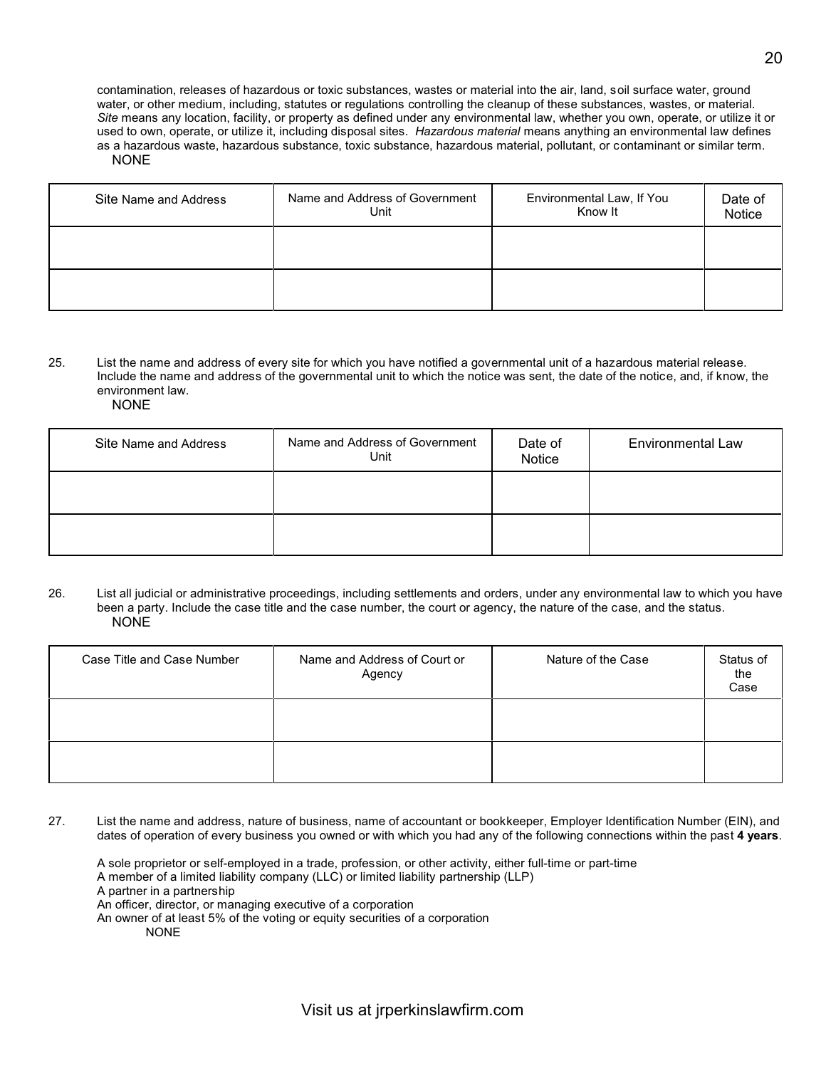contamination, releases of hazardous or toxic substances, wastes or material into the air, land, soil surface water, ground water, or other medium, including, statutes or regulations controlling the cleanup of these substances, wastes, or material. *Site* means any location, facility, or property as defined under any environmental law, whether you own, operate, or utilize it or used to own, operate, or utilize it, including disposal sites. *Hazardous material* means anything an environmental law defines as a hazardous waste, hazardous substance, toxic substance, hazardous material, pollutant, or contaminant or similar term.
NONE

| Site Name and Address | Name and Address of Government Unit | Environmental Law, If You Know It | Date of Notice |
|---|---|---|---|
| | | | |
| | | | |

25. List the name and address of every site for which you have notified a governmental unit of a hazardous material release. Include the name and address of the governmental unit to which the notice was sent, the date of the notice, and, if know, the environment law.
NONE

| Site Name and Address | Name and Address of Government Unit | Date of Notice | Environmental Law |
|---|---|---|---|
| | | | |
| | | | |

26. List all judicial or administrative proceedings, including settlements and orders, under any environmental law to which you have been a party. Include the case title and the case number, the court or agency, the nature of the case, and the status.
NONE

| Case Title and Case Number | Name and Address of Court or Agency | Nature of the Case | Status of the Case |
|---|---|---|---|
| | | | |
| | | | |

27. List the name and address, nature of business, name of accountant or bookkeeper, Employer Identification Number (EIN), and dates of operation of every business you owned or with which you had any of the following connections within the past **4 years**.

A sole proprietor or self-employed in a trade, profession, or other activity, either full-time or part-time
A member of a limited liability company (LLC) or limited liability partnership (LLP)
A partner in a partnership
An officer, director, or managing executive of a corporation
An owner of at least 5% of the voting or equity securities of a corporation
NONE

Visit us at jrperkinslawfirm.com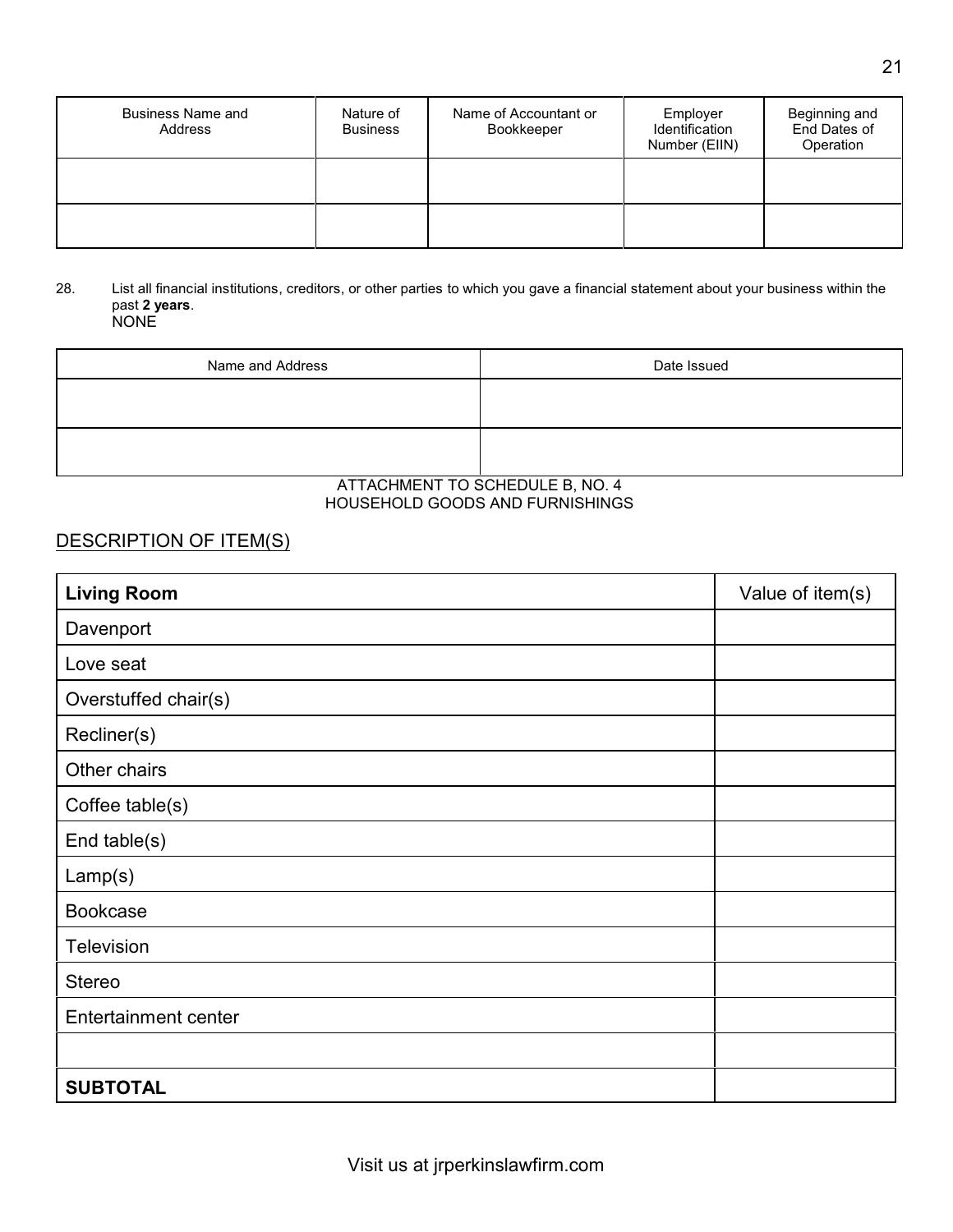| Business Name and Address | Nature of Business | Name of Accountant or Bookkeeper | Employer Identification Number (EIIN) | Beginning and End Dates of Operation |
|---|---|---|---|---|
| | | | | |
| | | | | |

28. List all financial institutions, creditors, or other parties to which you gave a financial statement about your business within the past **2 years**.
NONE

| Name and Address | Date Issued |
|---|---|
| | |
| | |

ATTACHMENT TO SCHEDULE B, NO. 4
HOUSEHOLD GOODS AND FURNISHINGS

DESCRIPTION OF ITEM(S)

| **Living Room** | Value of item(s) |
|---|---|
| Davenport | |
| Love seat | |
| Overstuffed chair(s) | |
| Recliner(s) | |
| Other chairs | |
| Coffee table(s) | |
| End table(s) | |
| Lamp(s) | |
| Bookcase | |
| Television | |
| Stereo | |
| Entertainment center | |
| | |
| **SUBTOTAL** | |

Visit us at jrperkinslawfirm.com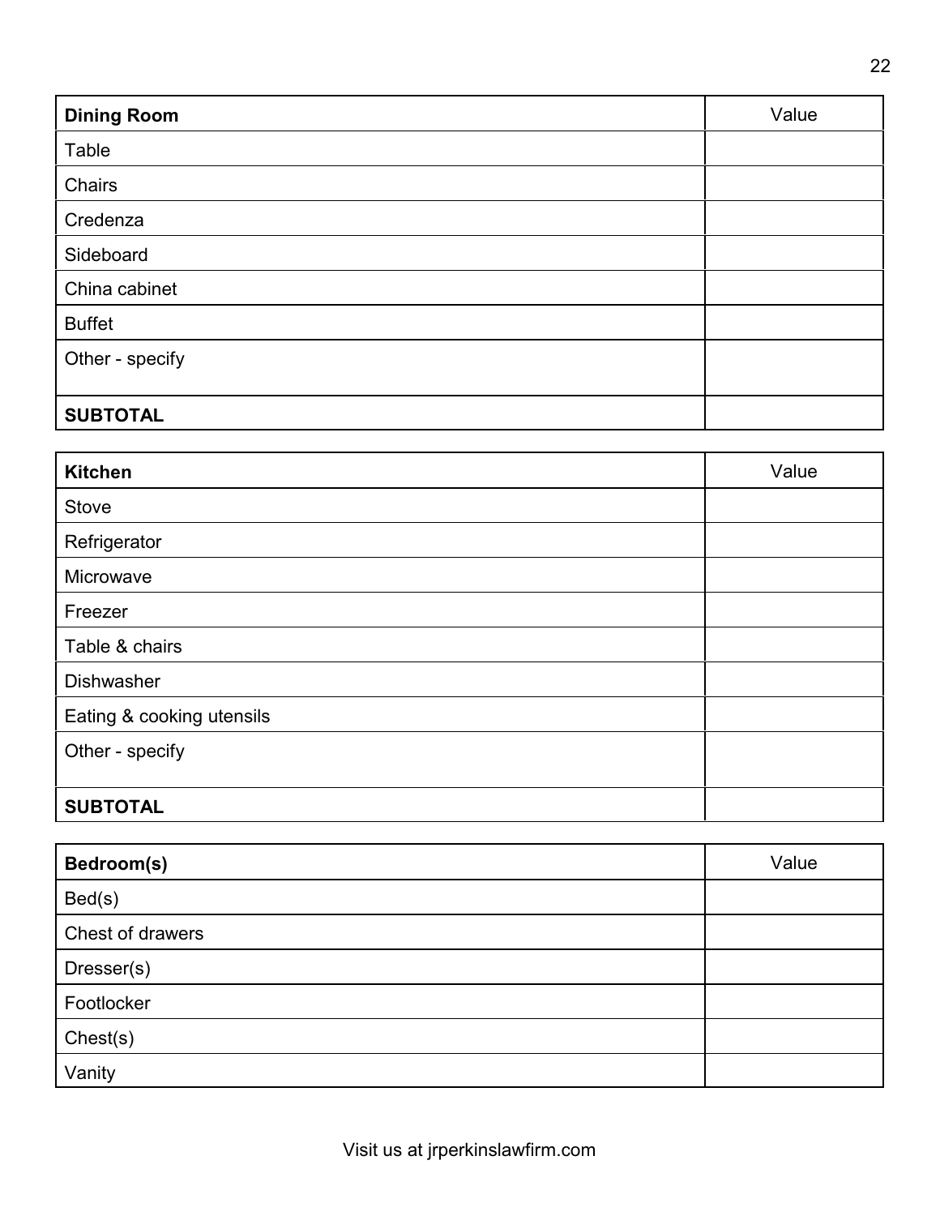| **Dining Room** | Value |
|---|---|
| Table | |
| Chairs | |
| Credenza | |
| Sideboard | |
| China cabinet | |
| Buffet | |
| Other - specify | |
| **SUBTOTAL** | |

| **Kitchen** | Value |
|---|---|
| Stove | |
| Refrigerator | |
| Microwave | |
| Freezer | |
| Table & chairs | |
| Dishwasher | |
| Eating & cooking utensils | |
| Other - specify | |
| **SUBTOTAL** | |

| **Bedroom(s)** | Value |
|---|---|
| Bed(s) | |
| Chest of drawers | |
| Dresser(s) | |
| Footlocker | |
| Chest(s) | |
| Vanity | |

Visit us at jrperkinslawfirm.com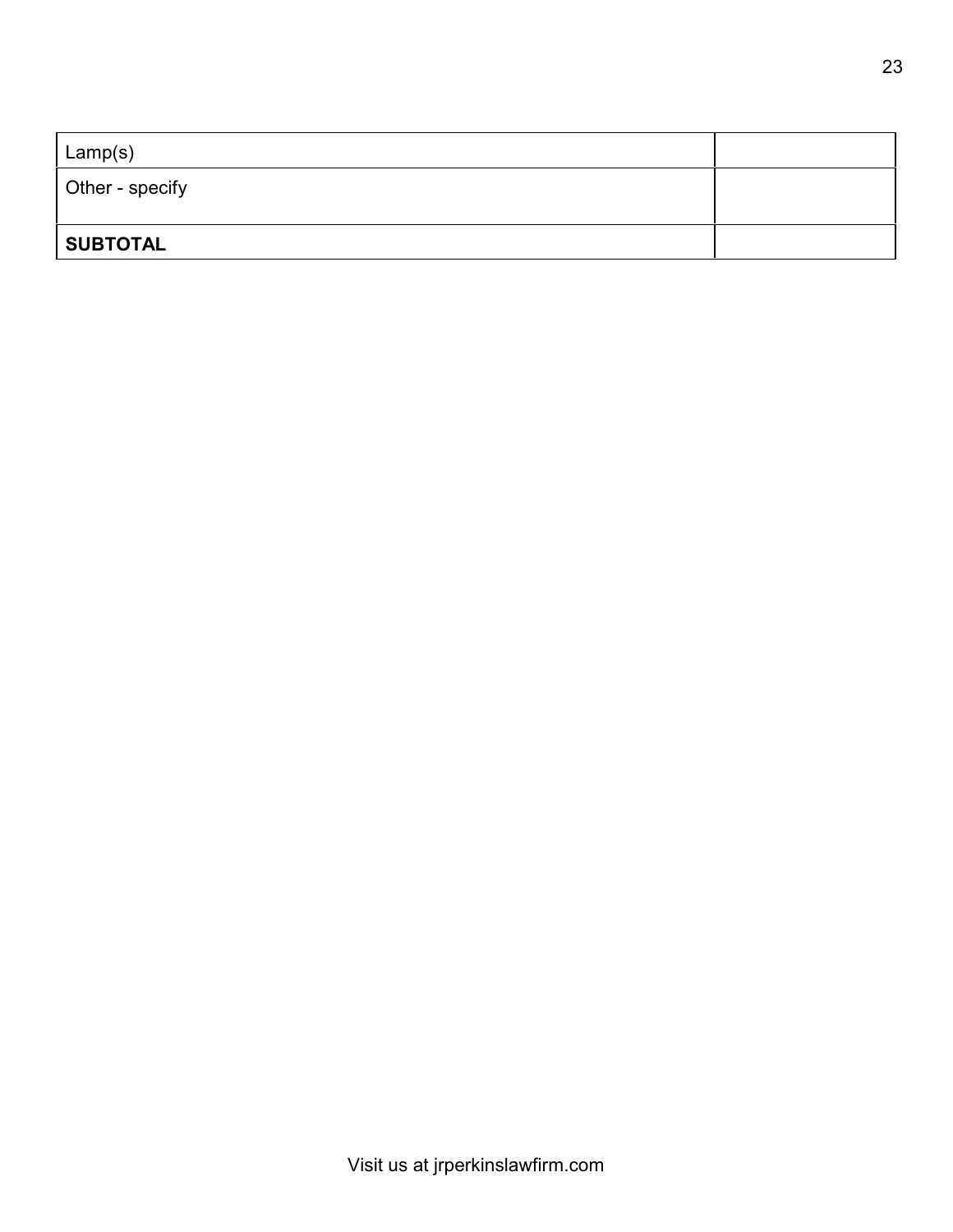| | |
|---|---|
| Lamp(s) | |
| Other - specify | |
| **SUBTOTAL** | |

Visit us at jrperkinslawfirm.com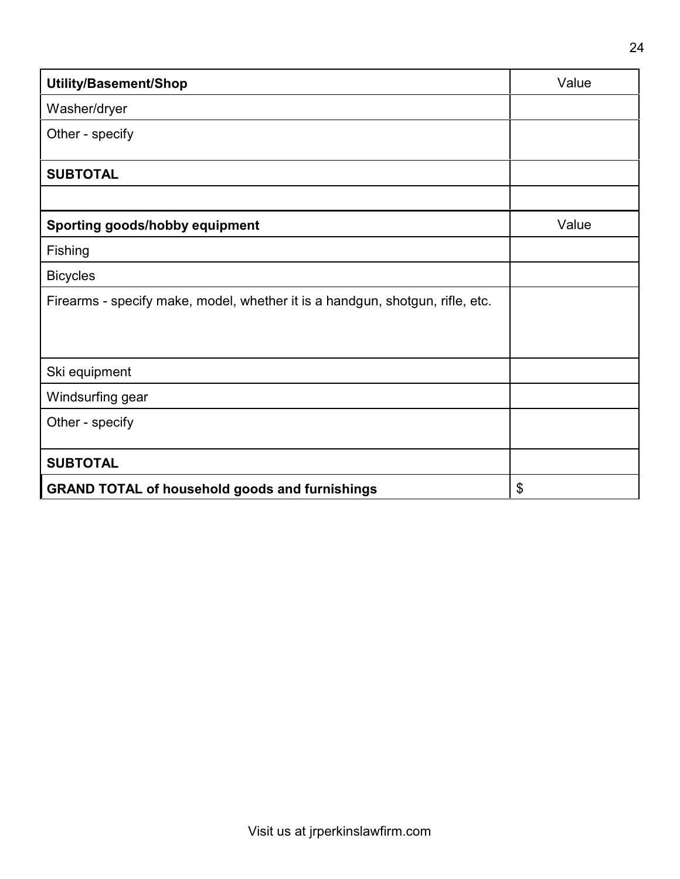| Utility/Basement/Shop | Value |
| --- | --- |
| Washer/dryer | |
| Other - specify | |
| **SUBTOTAL** | |
| | |

| Sporting goods/hobby equipment | Value |
| --- | --- |
| Fishing | |
| Bicycles | |
| Firearms - specify make, model, whether it is a handgun, shotgun, rifle, etc. | |
| Ski equipment | |
| Windsurfing gear | |
| Other - specify | |
| **SUBTOTAL** | |
| **GRAND TOTAL of household goods and furnishings** | $ |

Visit us at jrperkinslawfirm.com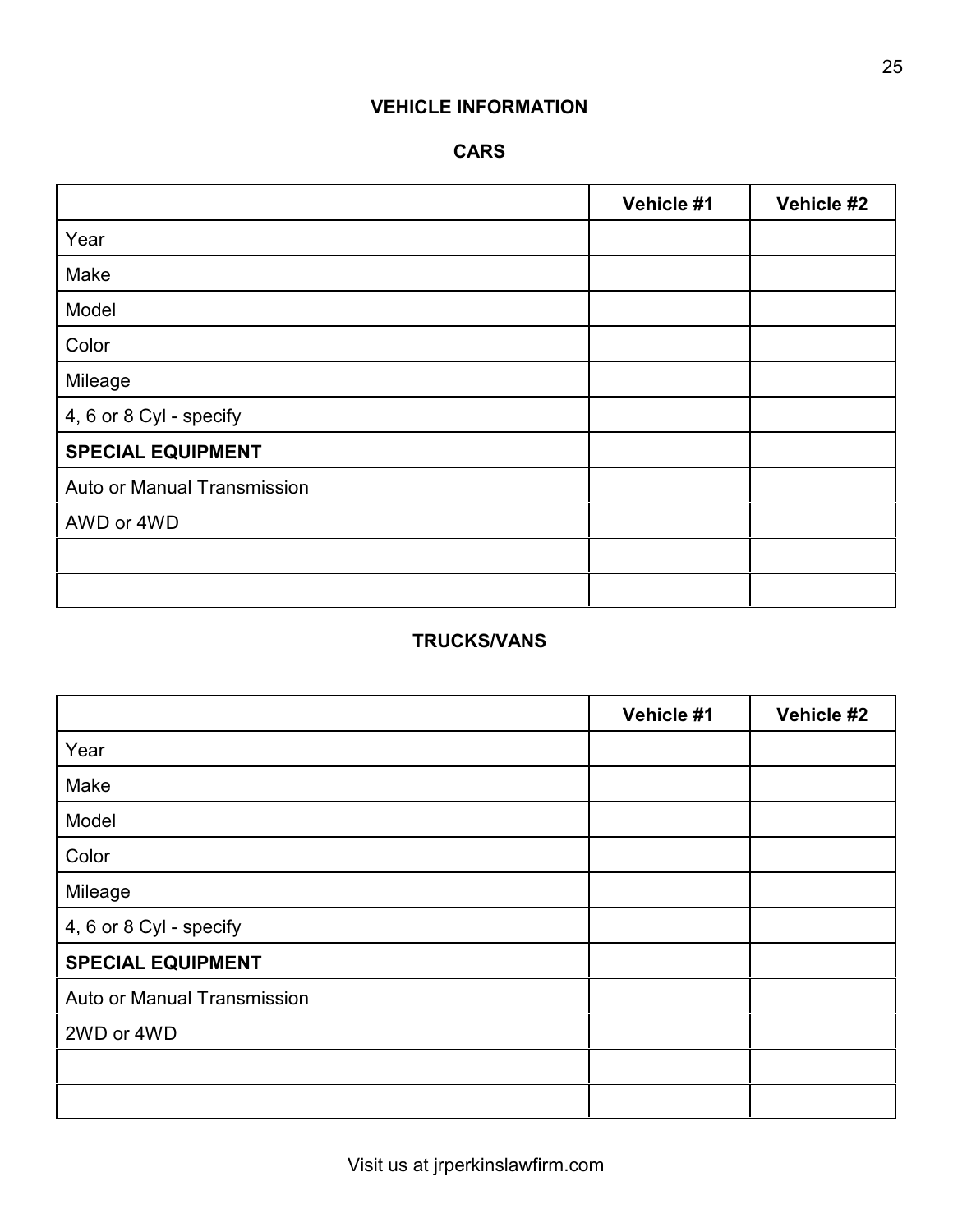## VEHICLE INFORMATION

### CARS

| | Vehicle #1 | Vehicle #2 |
|---|---|---|
| Year | | |
| Make | | |
| Model | | |
| Color | | |
| Mileage | | |
| 4, 6 or 8 Cyl - specify | | |
| **SPECIAL EQUIPMENT** | | |
| Auto or Manual Transmission | | |
| AWD or 4WD | | |
| | | |
| | | |

### TRUCKS/VANS

| | Vehicle #1 | Vehicle #2 |
|---|---|---|
| Year | | |
| Make | | |
| Model | | |
| Color | | |
| Mileage | | |
| 4, 6 or 8 Cyl - specify | | |
| **SPECIAL EQUIPMENT** | | |
| Auto or Manual Transmission | | |
| 2WD or 4WD | | |
| | | |
| | | |

Visit us at jrperkinslawfirm.com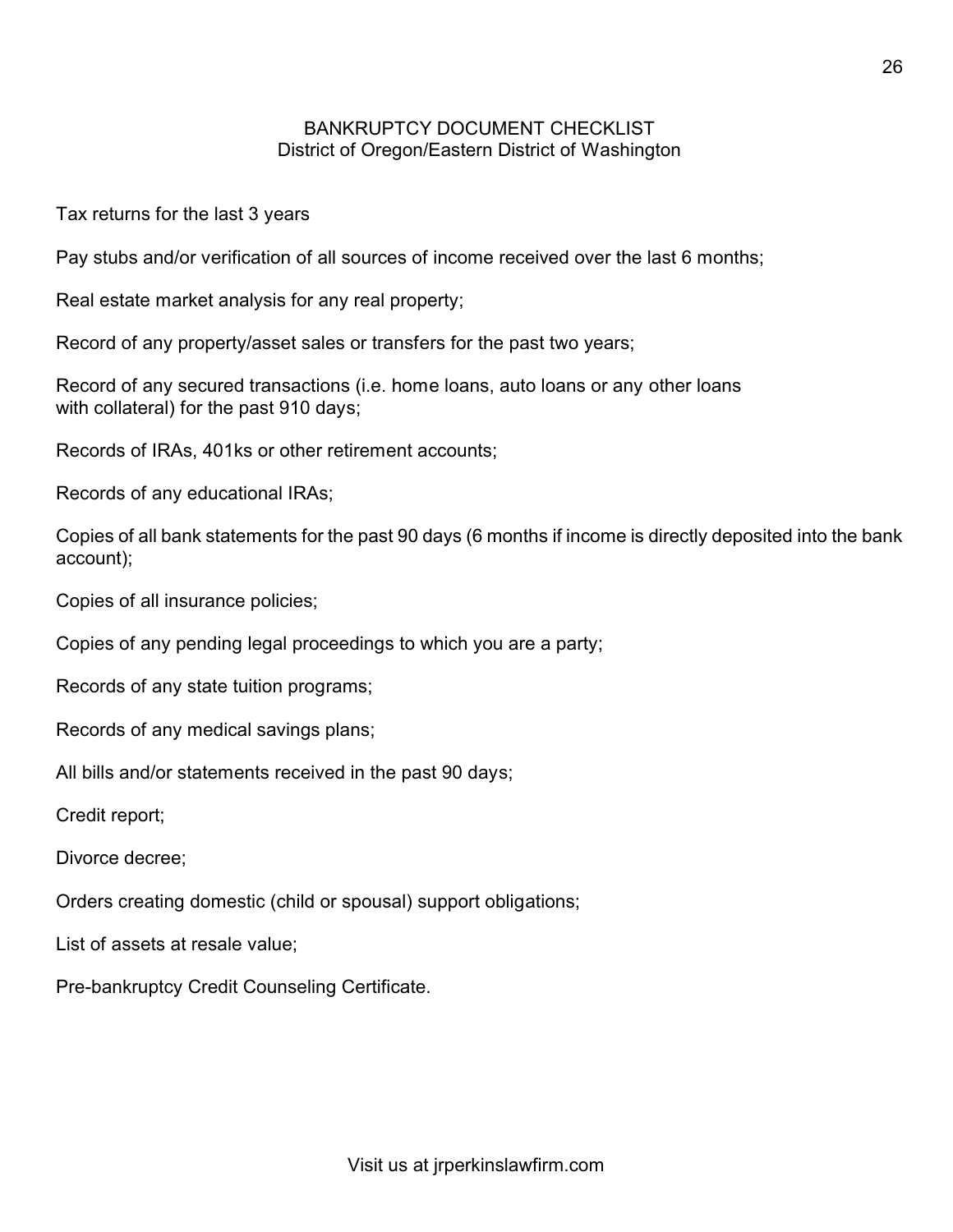# BANKRUPTCY DOCUMENT CHECKLIST

## District of Oregon/Eastern District of Washington

Tax returns for the last 3 years

Pay stubs and/or verification of all sources of income received over the last 6 months;

Real estate market analysis for any real property;

Record of any property/asset sales or transfers for the past two years;

Record of any secured transactions (i.e. home loans, auto loans or any other loans with collateral) for the past 910 days;

Records of IRAs, 401ks or other retirement accounts;

Records of any educational IRAs;

Copies of all bank statements for the past 90 days (6 months if income is directly deposited into the bank account);

Copies of all insurance policies;

Copies of any pending legal proceedings to which you are a party;

Records of any state tuition programs;

Records of any medical savings plans;

All bills and/or statements received in the past 90 days;

Credit report;

Divorce decree;

Orders creating domestic (child or spousal) support obligations;

List of assets at resale value;

Pre-bankruptcy Credit Counseling Certificate.

Visit us at jrperkinslawfirm.com